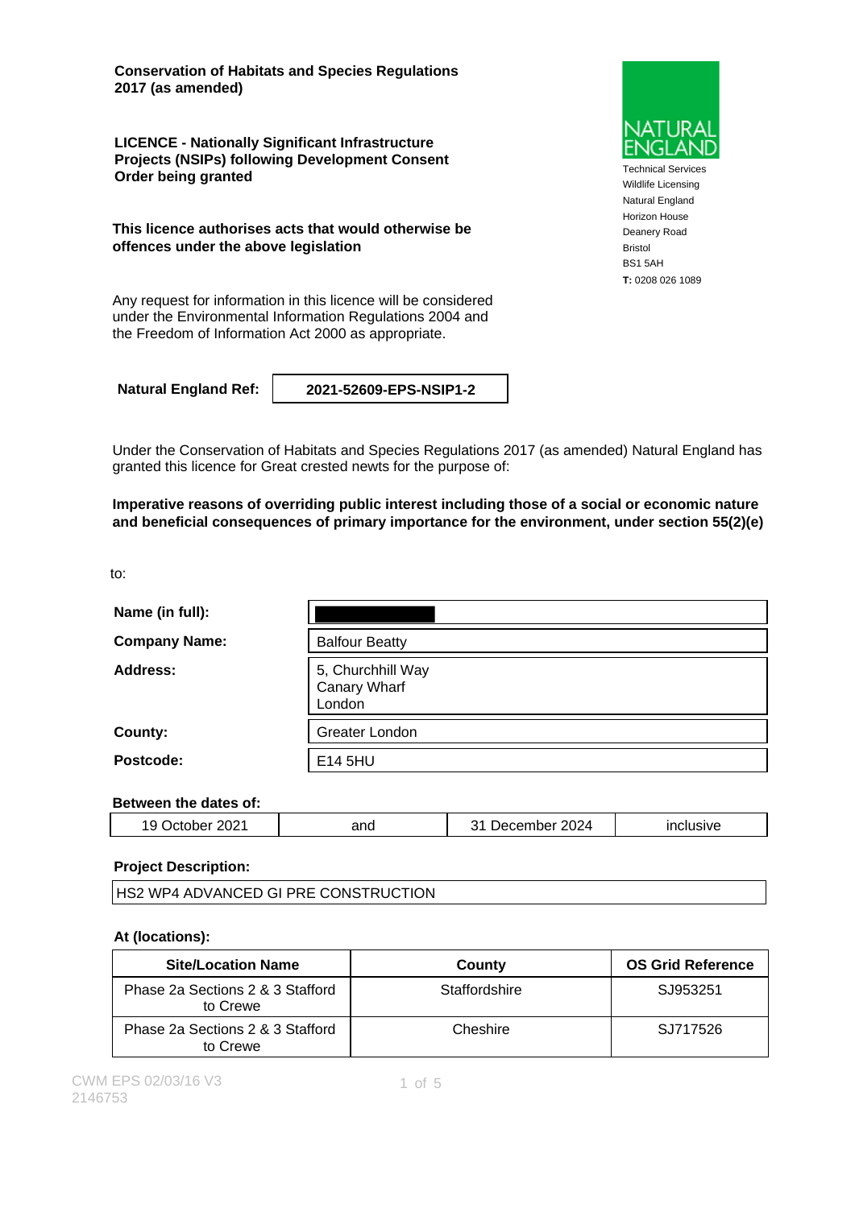**Conservation of Habitats and Species Regulations 2017 (as amended)**

**LICENCE - Nationally Significant Infrastructure Projects (NSIPs) following Development Consent Order being granted**

**This licence authorises acts that would otherwise be offences under the above legislation**

Any request for information in this licence will be considered under the Environmental Information Regulations 2004 and the Freedom of Information Act 2000 as appropriate.

NATURAL ENGLAND
Technical Services
Wildlife Licensing
Natural England
Horizon House
Deanery Road
Bristol
BS1 5AH
**T:** 0208 026 1089

**Natural England Ref:** **2021-52609-EPS-NSIP1-2**

Under the Conservation of Habitats and Species Regulations 2017 (as amended) Natural England has granted this licence for Great crested newts for the purpose of:

**Imperative reasons of overriding public interest including those of a social or economic nature and beneficial consequences of primary importance for the environment, under section 55(2)(e)**

to:

| | |
|---|---|
| **Name (in full):** | |
| **Company Name:** | Balfour Beatty |
| **Address:** | 5, Churchhill Way<br>Canary Wharf<br>London |
| **County:** | Greater London |
| **Postcode:** | E14 5HU |

**Between the dates of:**

| | | | |
|---|---|---|---|
| 19 October 2021 | and | 31 December 2024 | inclusive |

**Project Description:**

HS2 WP4 ADVANCED GI PRE CONSTRUCTION

**At (locations):**

| Site/Location Name | County | OS Grid Reference |
|---|---|---|
| Phase 2a Sections 2 & 3 Stafford to Crewe | Staffordshire | SJ953251 |
| Phase 2a Sections 2 & 3 Stafford to Crewe | Cheshire | SJ717526 |

CWM EPS 02/03/16 V3
2146753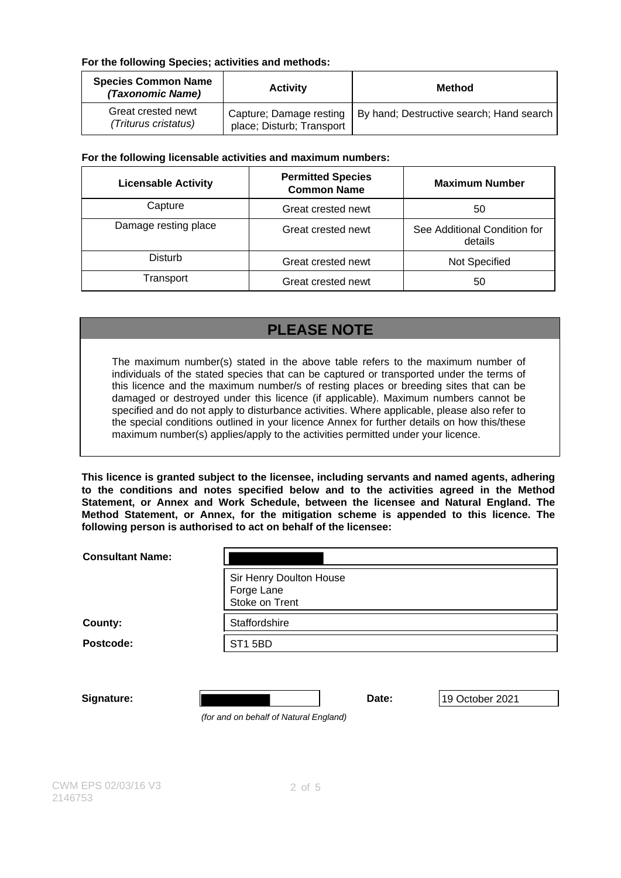**For the following Species; activities and methods:**

| Species Common Name *(Taxonomic Name)* | Activity | Method |
|---|---|---|
| Great crested newt *(Triturus cristatus)* | Capture; Damage resting place; Disturb; Transport | By hand; Destructive search; Hand search |

**For the following licensable activities and maximum numbers:**

| Licensable Activity | Permitted Species Common Name | Maximum Number |
|---|---|---|
| Capture | Great crested newt | 50 |
| Damage resting place | Great crested newt | See Additional Condition for details |
| Disturb | Great crested newt | Not Specified |
| Transport | Great crested newt | 50 |

## PLEASE NOTE

The maximum number(s) stated in the above table refers to the maximum number of individuals of the stated species that can be captured or transported under the terms of this licence and the maximum number/s of resting places or breeding sites that can be damaged or destroyed under this licence (if applicable). Maximum numbers cannot be specified and do not apply to disturbance activities. Where applicable, please also refer to the special conditions outlined in your licence Annex for further details on how this/these maximum number(s) applies/apply to the activities permitted under your licence.

**This licence is granted subject to the licensee, including servants and named agents, adhering to the conditions and notes specified below and to the activities agreed in the Method Statement, or Annex and Work Schedule, between the licensee and Natural England. The Method Statement, or Annex, for the mitigation scheme is appended to this licence. The following person is authorised to act on behalf of the licensee:**

**Consultant Name:** [redacted]

Sir Henry Doulton House
Forge Lane
Stoke on Trent

**County:** Staffordshire

**Postcode:** ST1 5BD

**Signature:** [redacted] *(for and on behalf of Natural England)*

**Date:** 19 October 2021

CWM EPS 02/03/16 V3
2146753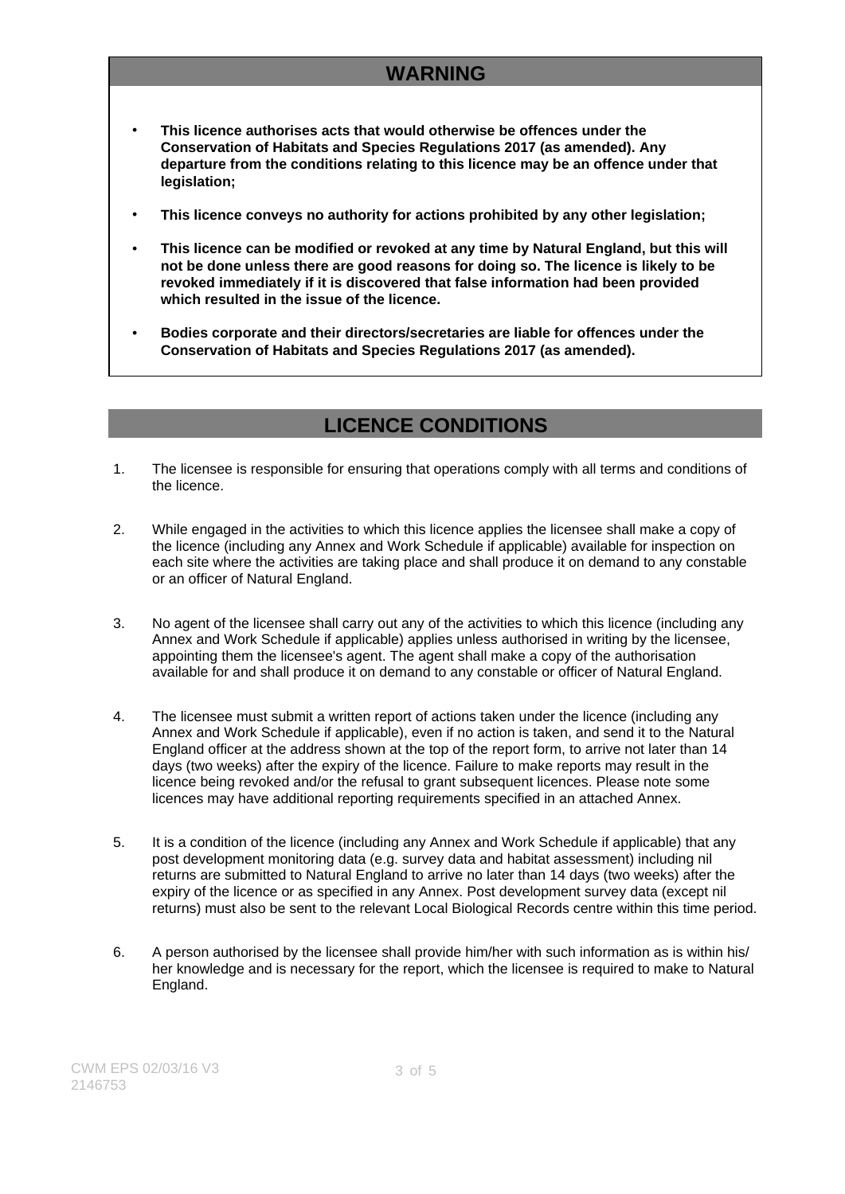## WARNING

- **This licence authorises acts that would otherwise be offences under the Conservation of Habitats and Species Regulations 2017 (as amended). Any departure from the conditions relating to this licence may be an offence under that legislation;**
- **This licence conveys no authority for actions prohibited by any other legislation;**
- **This licence can be modified or revoked at any time by Natural England, but this will not be done unless there are good reasons for doing so. The licence is likely to be revoked immediately if it is discovered that false information had been provided which resulted in the issue of the licence.**
- **Bodies corporate and their directors/secretaries are liable for offences under the Conservation of Habitats and Species Regulations 2017 (as amended).**

## LICENCE CONDITIONS

1. The licensee is responsible for ensuring that operations comply with all terms and conditions of the licence.

2. While engaged in the activities to which this licence applies the licensee shall make a copy of the licence (including any Annex and Work Schedule if applicable) available for inspection on each site where the activities are taking place and shall produce it on demand to any constable or an officer of Natural England.

3. No agent of the licensee shall carry out any of the activities to which this licence (including any Annex and Work Schedule if applicable) applies unless authorised in writing by the licensee, appointing them the licensee's agent. The agent shall make a copy of the authorisation available for and shall produce it on demand to any constable or officer of Natural England.

4. The licensee must submit a written report of actions taken under the licence (including any Annex and Work Schedule if applicable), even if no action is taken, and send it to the Natural England officer at the address shown at the top of the report form, to arrive not later than 14 days (two weeks) after the expiry of the licence. Failure to make reports may result in the licence being revoked and/or the refusal to grant subsequent licences. Please note some licences may have additional reporting requirements specified in an attached Annex.

5. It is a condition of the licence (including any Annex and Work Schedule if applicable) that any post development monitoring data (e.g. survey data and habitat assessment) including nil returns are submitted to Natural England to arrive no later than 14 days (two weeks) after the expiry of the licence or as specified in any Annex. Post development survey data (except nil returns) must also be sent to the relevant Local Biological Records centre within this time period.

6. A person authorised by the licensee shall provide him/her with such information as is within his/her knowledge and is necessary for the report, which the licensee is required to make to Natural England.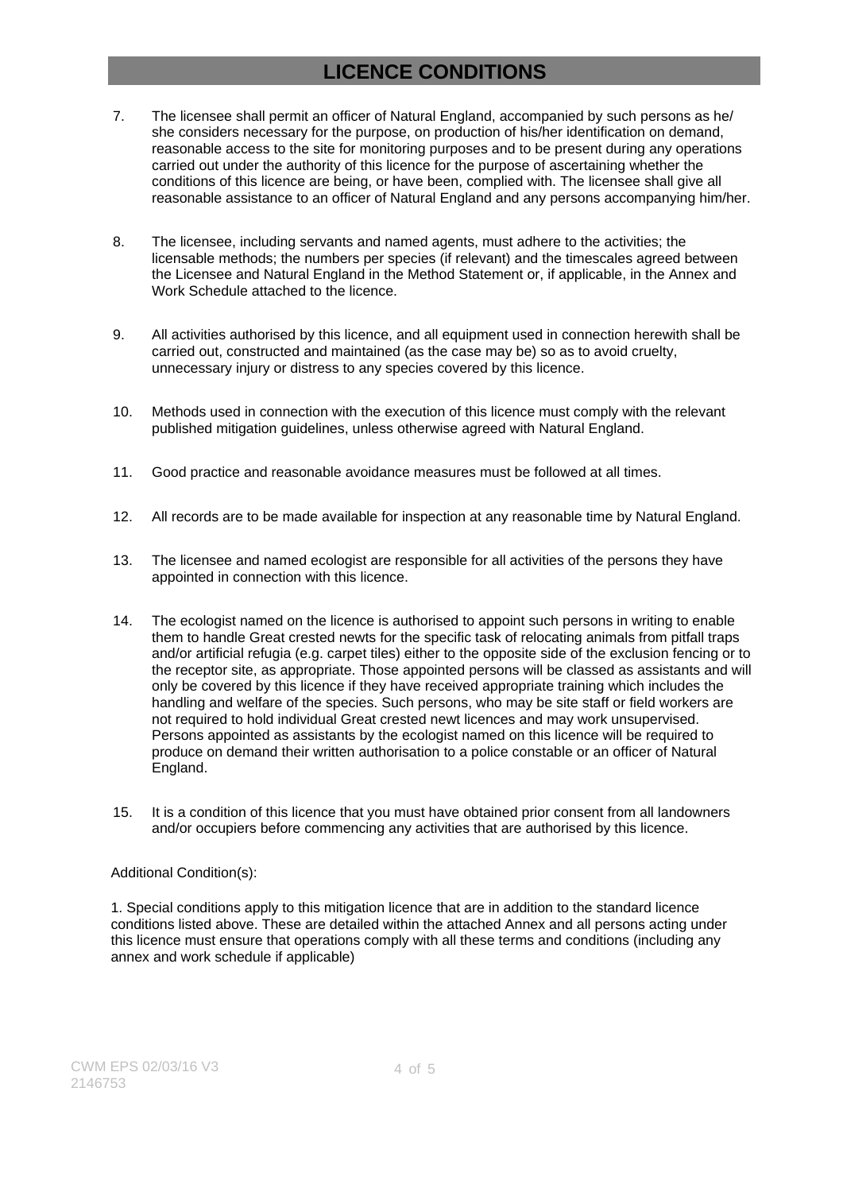# LICENCE CONDITIONS

7. The licensee shall permit an officer of Natural England, accompanied by such persons as he/ she considers necessary for the purpose, on production of his/her identification on demand, reasonable access to the site for monitoring purposes and to be present during any operations carried out under the authority of this licence for the purpose of ascertaining whether the conditions of this licence are being, or have been, complied with. The licensee shall give all reasonable assistance to an officer of Natural England and any persons accompanying him/her.

8. The licensee, including servants and named agents, must adhere to the activities; the licensable methods; the numbers per species (if relevant) and the timescales agreed between the Licensee and Natural England in the Method Statement or, if applicable, in the Annex and Work Schedule attached to the licence.

9. All activities authorised by this licence, and all equipment used in connection herewith shall be carried out, constructed and maintained (as the case may be) so as to avoid cruelty, unnecessary injury or distress to any species covered by this licence.

10. Methods used in connection with the execution of this licence must comply with the relevant published mitigation guidelines, unless otherwise agreed with Natural England.

11. Good practice and reasonable avoidance measures must be followed at all times.

12. All records are to be made available for inspection at any reasonable time by Natural England.

13. The licensee and named ecologist are responsible for all activities of the persons they have appointed in connection with this licence.

14. The ecologist named on the licence is authorised to appoint such persons in writing to enable them to handle Great crested newts for the specific task of relocating animals from pitfall traps and/or artificial refugia (e.g. carpet tiles) either to the opposite side of the exclusion fencing or to the receptor site, as appropriate. Those appointed persons will be classed as assistants and will only be covered by this licence if they have received appropriate training which includes the handling and welfare of the species. Such persons, who may be site staff or field workers are not required to hold individual Great crested newt licences and may work unsupervised. Persons appointed as assistants by the ecologist named on this licence will be required to produce on demand their written authorisation to a police constable or an officer of Natural England.

15. It is a condition of this licence that you must have obtained prior consent from all landowners and/or occupiers before commencing any activities that are authorised by this licence.

Additional Condition(s):

1. Special conditions apply to this mitigation licence that are in addition to the standard licence conditions listed above. These are detailed within the attached Annex and all persons acting under this licence must ensure that operations comply with all these terms and conditions (including any annex and work schedule if applicable)

CWM EPS 02/03/16 V3
2146753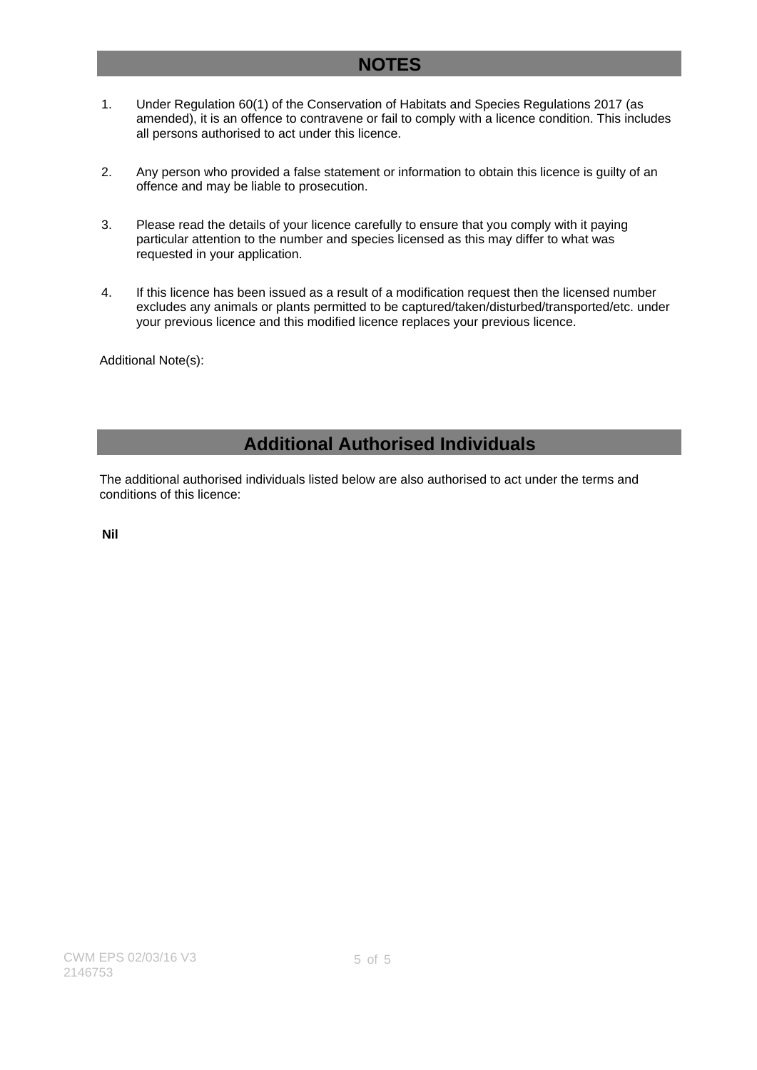## NOTES

1. Under Regulation 60(1) of the Conservation of Habitats and Species Regulations 2017 (as amended), it is an offence to contravene or fail to comply with a licence condition. This includes all persons authorised to act under this licence.

2. Any person who provided a false statement or information to obtain this licence is guilty of an offence and may be liable to prosecution.

3. Please read the details of your licence carefully to ensure that you comply with it paying particular attention to the number and species licensed as this may differ to what was requested in your application.

4. If this licence has been issued as a result of a modification request then the licensed number excludes any animals or plants permitted to be captured/taken/disturbed/transported/etc. under your previous licence and this modified licence replaces your previous licence.

Additional Note(s):

## Additional Authorised Individuals

The additional authorised individuals listed below are also authorised to act under the terms and conditions of this licence:

**Nil**

CWM EPS 02/03/16 V3
2146753